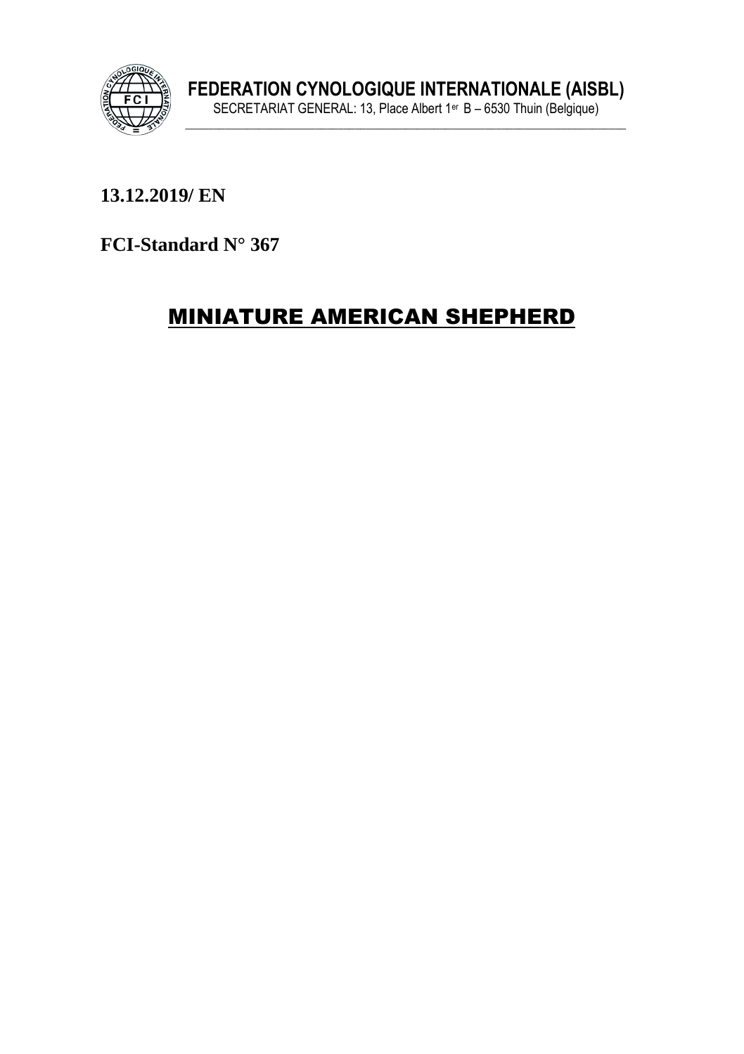**FEDERATION CYNOLOGIQUE INTERNATIONALE (AISBL)**

SECRETARIAT GENERAL: 13, Place Albert 1er B – 6530 Thuin (Belgique)

**13.12.2019/ EN**

**FCI-Standard N° 367**

# MINIATURE AMERICAN SHEPHERD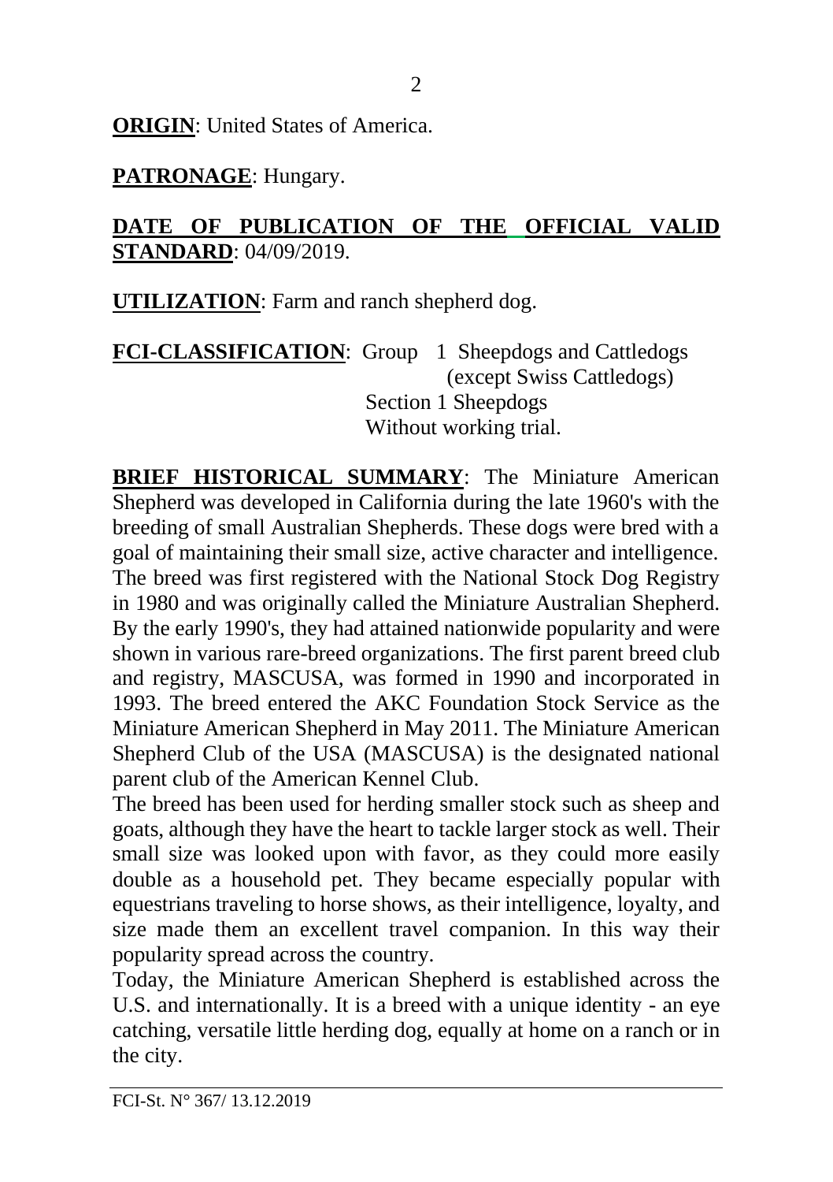**ORIGIN**: United States of America.

**PATRONAGE**: Hungary.

**DATE OF PUBLICATION OF THE OFFICIAL VALID STANDARD**: 04/09/2019.

**UTILIZATION**: Farm and ranch shepherd dog.

**FCI-CLASSIFICATION**: Group 1 Sheepdogs and Cattledogs (except Swiss Cattledogs)
Section 1 Sheepdogs
Without working trial.

**BRIEF HISTORICAL SUMMARY**: The Miniature American Shepherd was developed in California during the late 1960's with the breeding of small Australian Shepherds. These dogs were bred with a goal of maintaining their small size, active character and intelligence. The breed was first registered with the National Stock Dog Registry in 1980 and was originally called the Miniature Australian Shepherd. By the early 1990's, they had attained nationwide popularity and were shown in various rare-breed organizations. The first parent breed club and registry, MASCUSA, was formed in 1990 and incorporated in 1993. The breed entered the AKC Foundation Stock Service as the Miniature American Shepherd in May 2011. The Miniature American Shepherd Club of the USA (MASCUSA) is the designated national parent club of the American Kennel Club.

The breed has been used for herding smaller stock such as sheep and goats, although they have the heart to tackle larger stock as well. Their small size was looked upon with favor, as they could more easily double as a household pet. They became especially popular with equestrians traveling to horse shows, as their intelligence, loyalty, and size made them an excellent travel companion. In this way their popularity spread across the country.

Today, the Miniature American Shepherd is established across the U.S. and internationally. It is a breed with a unique identity - an eye catching, versatile little herding dog, equally at home on a ranch or in the city.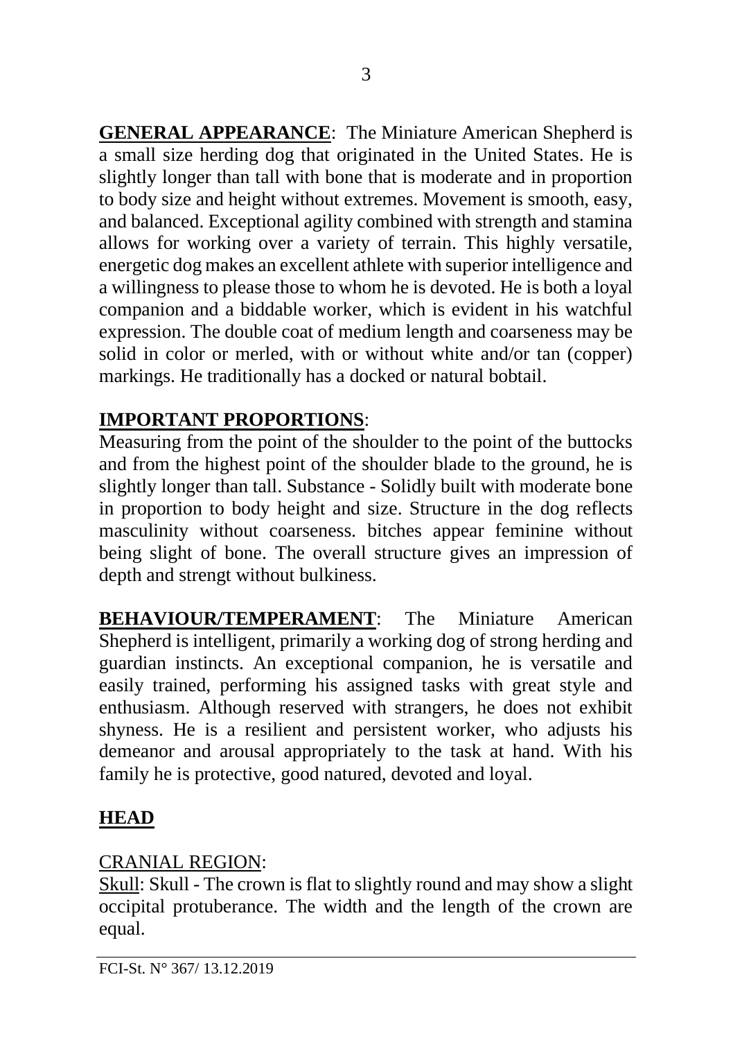**GENERAL APPEARANCE**: The Miniature American Shepherd is a small size herding dog that originated in the United States. He is slightly longer than tall with bone that is moderate and in proportion to body size and height without extremes. Movement is smooth, easy, and balanced. Exceptional agility combined with strength and stamina allows for working over a variety of terrain. This highly versatile, energetic dog makes an excellent athlete with superior intelligence and a willingness to please those to whom he is devoted. He is both a loyal companion and a biddable worker, which is evident in his watchful expression. The double coat of medium length and coarseness may be solid in color or merled, with or without white and/or tan (copper) markings. He traditionally has a docked or natural bobtail.

**IMPORTANT PROPORTIONS**:
Measuring from the point of the shoulder to the point of the buttocks and from the highest point of the shoulder blade to the ground, he is slightly longer than tall. Substance - Solidly built with moderate bone in proportion to body height and size. Structure in the dog reflects masculinity without coarseness. bitches appear feminine without being slight of bone. The overall structure gives an impression of depth and strengt without bulkiness.

**BEHAVIOUR/TEMPERAMENT**: The Miniature American Shepherd is intelligent, primarily a working dog of strong herding and guardian instincts. An exceptional companion, he is versatile and easily trained, performing his assigned tasks with great style and enthusiasm. Although reserved with strangers, he does not exhibit shyness. He is a resilient and persistent worker, who adjusts his demeanor and arousal appropriately to the task at hand. With his family he is protective, good natured, devoted and loyal.

**HEAD**

CRANIAL REGION:
Skull: Skull - The crown is flat to slightly round and may show a slight occipital protuberance. The width and the length of the crown are equal.

FCI-St. N° 367/ 13.12.2019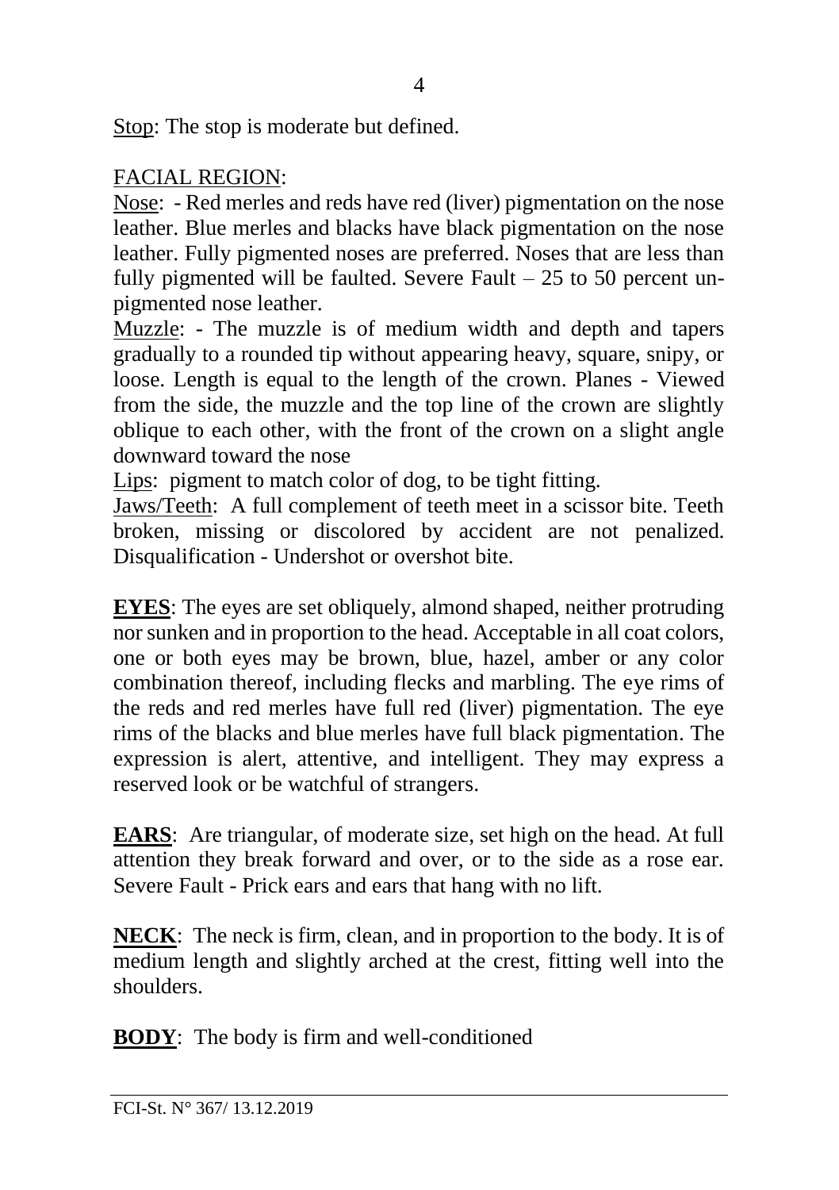Stop: The stop is moderate but defined.

FACIAL REGION:

Nose: - Red merles and reds have red (liver) pigmentation on the nose leather. Blue merles and blacks have black pigmentation on the nose leather. Fully pigmented noses are preferred. Noses that are less than fully pigmented will be faulted. Severe Fault – 25 to 50 percent un-pigmented nose leather.

Muzzle: - The muzzle is of medium width and depth and tapers gradually to a rounded tip without appearing heavy, square, snipy, or loose. Length is equal to the length of the crown. Planes - Viewed from the side, the muzzle and the top line of the crown are slightly oblique to each other, with the front of the crown on a slight angle downward toward the nose

Lips: pigment to match color of dog, to be tight fitting.

Jaws/Teeth: A full complement of teeth meet in a scissor bite. Teeth broken, missing or discolored by accident are not penalized. Disqualification - Undershot or overshot bite.

**EYES**: The eyes are set obliquely, almond shaped, neither protruding nor sunken and in proportion to the head. Acceptable in all coat colors, one or both eyes may be brown, blue, hazel, amber or any color combination thereof, including flecks and marbling. The eye rims of the reds and red merles have full red (liver) pigmentation. The eye rims of the blacks and blue merles have full black pigmentation. The expression is alert, attentive, and intelligent. They may express a reserved look or be watchful of strangers.

**EARS**: Are triangular, of moderate size, set high on the head. At full attention they break forward and over, or to the side as a rose ear. Severe Fault - Prick ears and ears that hang with no lift.

**NECK**: The neck is firm, clean, and in proportion to the body. It is of medium length and slightly arched at the crest, fitting well into the shoulders.

**BODY**: The body is firm and well-conditioned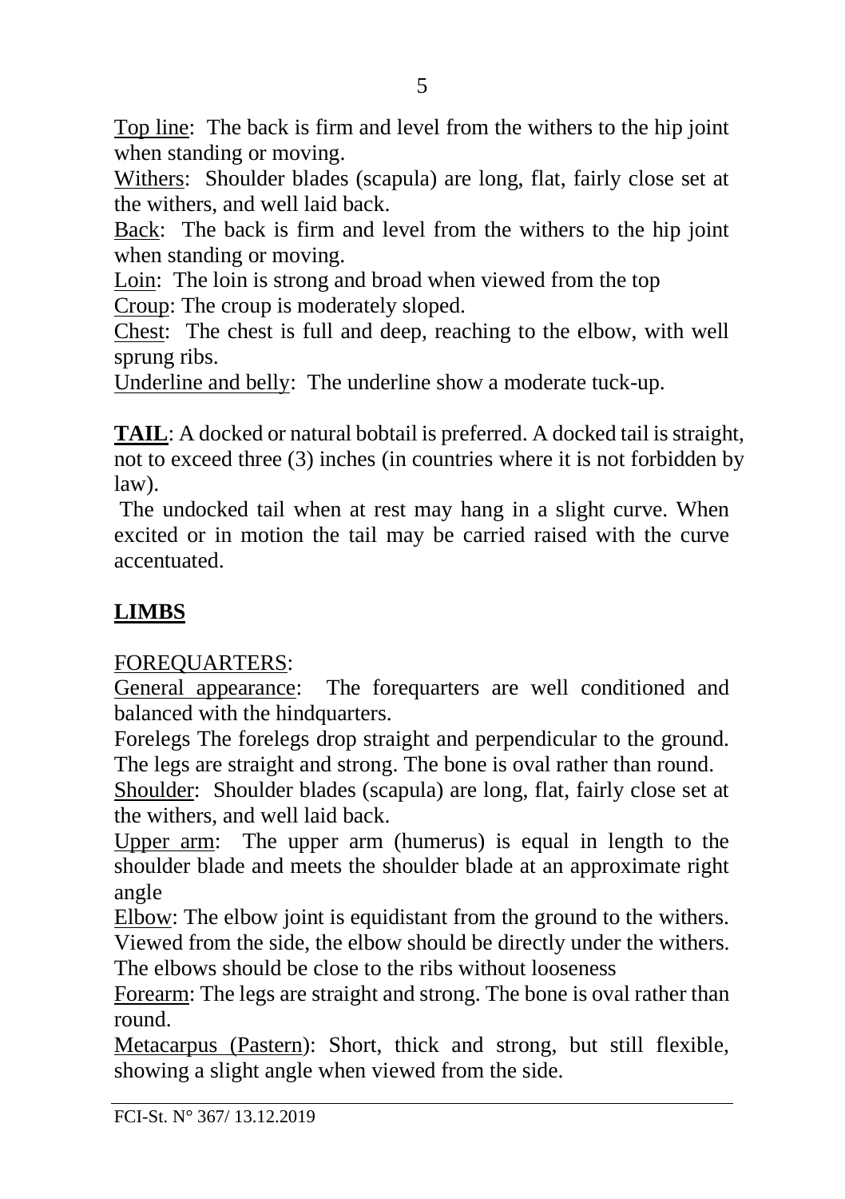<u>Top line</u>: The back is firm and level from the withers to the hip joint when standing or moving.
<u>Withers</u>: Shoulder blades (scapula) are long, flat, fairly close set at the withers, and well laid back.
<u>Back</u>: The back is firm and level from the withers to the hip joint when standing or moving.
<u>Loin</u>: The loin is strong and broad when viewed from the top
<u>Croup</u>: The croup is moderately sloped.
<u>Chest</u>: The chest is full and deep, reaching to the elbow, with well sprung ribs.
<u>Underline and belly</u>: The underline show a moderate tuck-up.

**<u>TAIL</u>**: A docked or natural bobtail is preferred. A docked tail is straight, not to exceed three (3) inches (in countries where it is not forbidden by law).
The undocked tail when at rest may hang in a slight curve. When excited or in motion the tail may be carried raised with the curve accentuated.

## <u>LIMBS</u>

<u>FOREQUARTERS</u>:
<u>General appearance</u>: The forequarters are well conditioned and balanced with the hindquarters.
Forelegs The forelegs drop straight and perpendicular to the ground. The legs are straight and strong. The bone is oval rather than round.
<u>Shoulder</u>: Shoulder blades (scapula) are long, flat, fairly close set at the withers, and well laid back.
<u>Upper arm</u>: The upper arm (humerus) is equal in length to the shoulder blade and meets the shoulder blade at an approximate right angle
<u>Elbow</u>: The elbow joint is equidistant from the ground to the withers. Viewed from the side, the elbow should be directly under the withers. The elbows should be close to the ribs without looseness
<u>Forearm</u>: The legs are straight and strong. The bone is oval rather than round.
<u>Metacarpus (Pastern)</u>: Short, thick and strong, but still flexible, showing a slight angle when viewed from the side.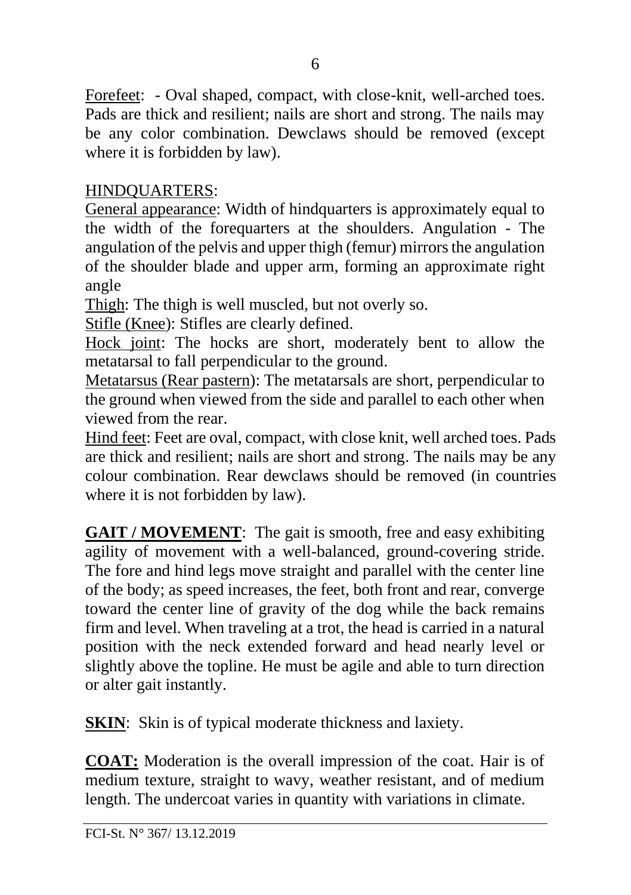Forefeet: - Oval shaped, compact, with close-knit, well-arched toes. Pads are thick and resilient; nails are short and strong. The nails may be any color combination. Dewclaws should be removed (except where it is forbidden by law).

HINDQUARTERS:

General appearance: Width of hindquarters is approximately equal to the width of the forequarters at the shoulders. Angulation - The angulation of the pelvis and upper thigh (femur) mirrors the angulation of the shoulder blade and upper arm, forming an approximate right angle

Thigh: The thigh is well muscled, but not overly so.

Stifle (Knee): Stifles are clearly defined.

Hock joint: The hocks are short, moderately bent to allow the metatarsal to fall perpendicular to the ground.

Metatarsus (Rear pastern): The metatarsals are short, perpendicular to the ground when viewed from the side and parallel to each other when viewed from the rear.

Hind feet: Feet are oval, compact, with close knit, well arched toes. Pads are thick and resilient; nails are short and strong. The nails may be any colour combination. Rear dewclaws should be removed (in countries where it is not forbidden by law).

**GAIT / MOVEMENT**: The gait is smooth, free and easy exhibiting agility of movement with a well-balanced, ground-covering stride. The fore and hind legs move straight and parallel with the center line of the body; as speed increases, the feet, both front and rear, converge toward the center line of gravity of the dog while the back remains firm and level. When traveling at a trot, the head is carried in a natural position with the neck extended forward and head nearly level or slightly above the topline. He must be agile and able to turn direction or alter gait instantly.

**SKIN**: Skin is of typical moderate thickness and laxiety.

**COAT:** Moderation is the overall impression of the coat. Hair is of medium texture, straight to wavy, weather resistant, and of medium length. The undercoat varies in quantity with variations in climate.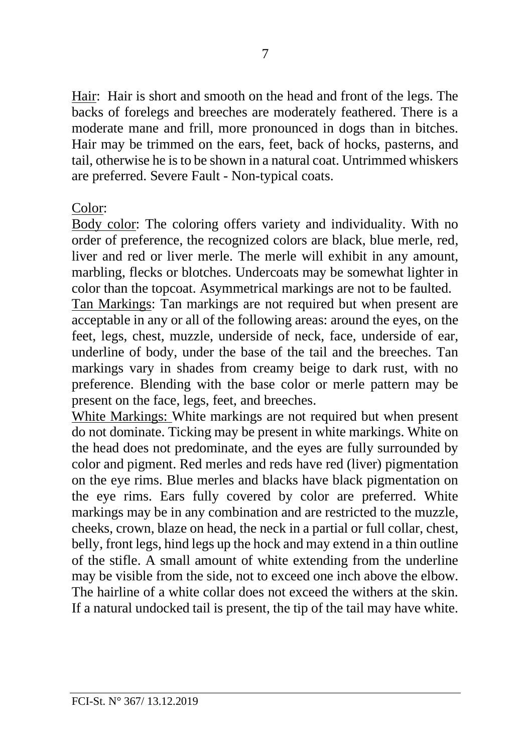Hair: Hair is short and smooth on the head and front of the legs. The backs of forelegs and breeches are moderately feathered. There is a moderate mane and frill, more pronounced in dogs than in bitches. Hair may be trimmed on the ears, feet, back of hocks, pasterns, and tail, otherwise he is to be shown in a natural coat. Untrimmed whiskers are preferred. Severe Fault - Non-typical coats.

Color:

Body color: The coloring offers variety and individuality. With no order of preference, the recognized colors are black, blue merle, red, liver and red or liver merle. The merle will exhibit in any amount, marbling, flecks or blotches. Undercoats may be somewhat lighter in color than the topcoat. Asymmetrical markings are not to be faulted.

Tan Markings: Tan markings are not required but when present are acceptable in any or all of the following areas: around the eyes, on the feet, legs, chest, muzzle, underside of neck, face, underside of ear, underline of body, under the base of the tail and the breeches. Tan markings vary in shades from creamy beige to dark rust, with no preference. Blending with the base color or merle pattern may be present on the face, legs, feet, and breeches.

White Markings: White markings are not required but when present do not dominate. Ticking may be present in white markings. White on the head does not predominate, and the eyes are fully surrounded by color and pigment. Red merles and reds have red (liver) pigmentation on the eye rims. Blue merles and blacks have black pigmentation on the eye rims. Ears fully covered by color are preferred. White markings may be in any combination and are restricted to the muzzle, cheeks, crown, blaze on head, the neck in a partial or full collar, chest, belly, front legs, hind legs up the hock and may extend in a thin outline of the stifle. A small amount of white extending from the underline may be visible from the side, not to exceed one inch above the elbow. The hairline of a white collar does not exceed the withers at the skin. If a natural undocked tail is present, the tip of the tail may have white.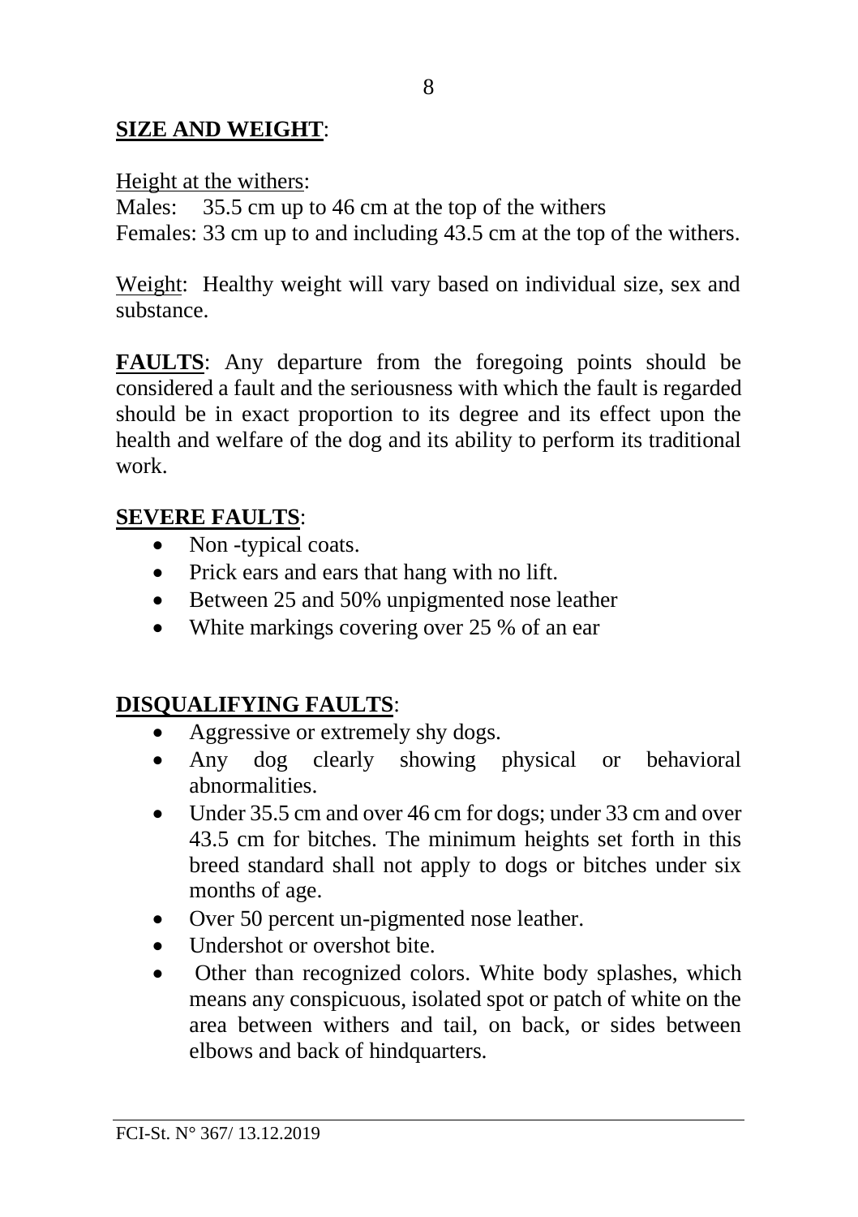**SIZE AND WEIGHT**:

Height at the withers:
Males: 35.5 cm up to 46 cm at the top of the withers
Females: 33 cm up to and including 43.5 cm at the top of the withers.

Weight: Healthy weight will vary based on individual size, sex and substance.

**FAULTS**: Any departure from the foregoing points should be considered a fault and the seriousness with which the fault is regarded should be in exact proportion to its degree and its effect upon the health and welfare of the dog and its ability to perform its traditional work.

**SEVERE FAULTS**:

- Non -typical coats.
- Prick ears and ears that hang with no lift.
- Between 25 and 50% unpigmented nose leather
- White markings covering over 25 % of an ear

**DISQUALIFYING FAULTS**:

- Aggressive or extremely shy dogs.
- Any dog clearly showing physical or behavioral abnormalities.
- Under 35.5 cm and over 46 cm for dogs; under 33 cm and over 43.5 cm for bitches. The minimum heights set forth in this breed standard shall not apply to dogs or bitches under six months of age.
- Over 50 percent un-pigmented nose leather.
- Undershot or overshot bite.
- Other than recognized colors. White body splashes, which means any conspicuous, isolated spot or patch of white on the area between withers and tail, on back, or sides between elbows and back of hindquarters.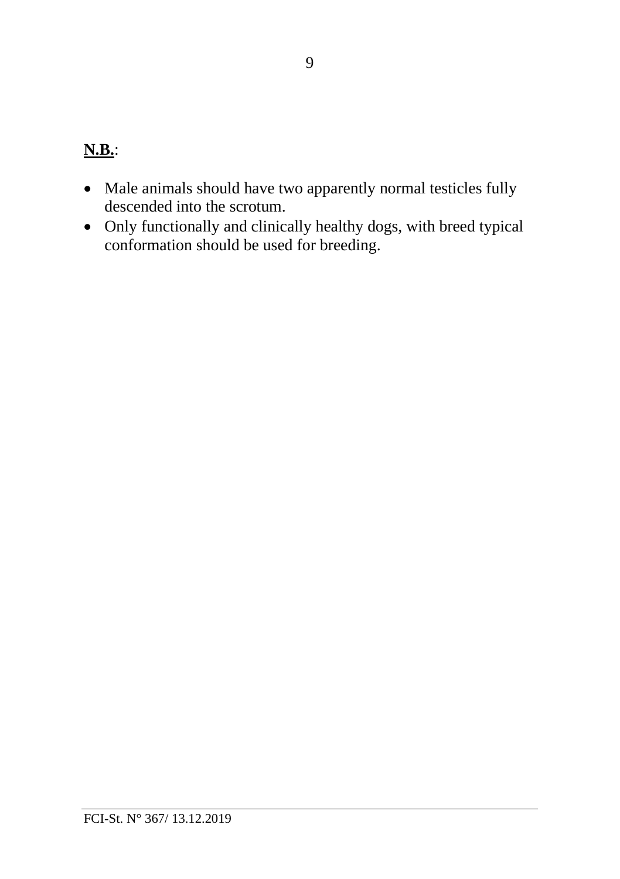**N.B.**:

- Male animals should have two apparently normal testicles fully descended into the scrotum.
- Only functionally and clinically healthy dogs, with breed typical conformation should be used for breeding.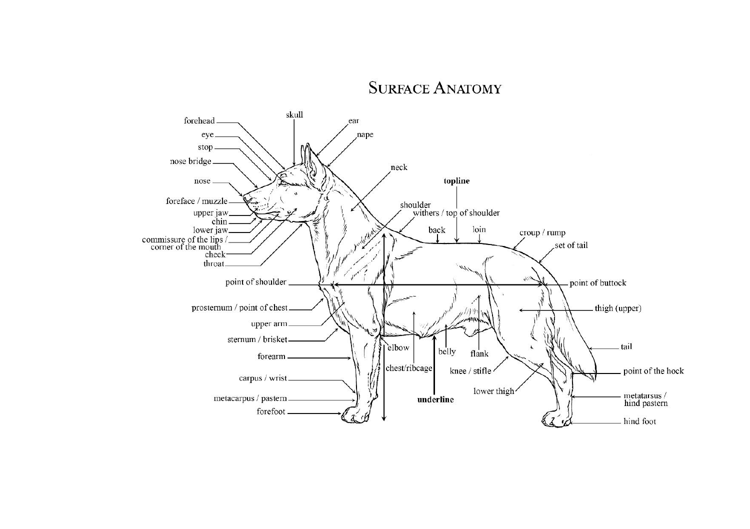# Surface Anatomy

forehead
skull
ear
nape
eye
stop
nose bridge
nose
neck
foreface / muzzle
topline
shoulder
upper jaw
withers / top of shoulder
chin
lower jaw
back
loin
croup / rump
commissure of the lips /
corner of the mouth
set of tail
cheek
throat
point of shoulder
point of buttock
prosternum / point of chest
thigh (upper)
upper arm
sternum / brisket
tail
elbow
belly
flank
forearm
chest/ribcage
knee / stifle
point of the hock
carpus / wrist
lower thigh
metacarpus / pastern
underline
metatarsus /
hind pastern
forefoot
hind foot